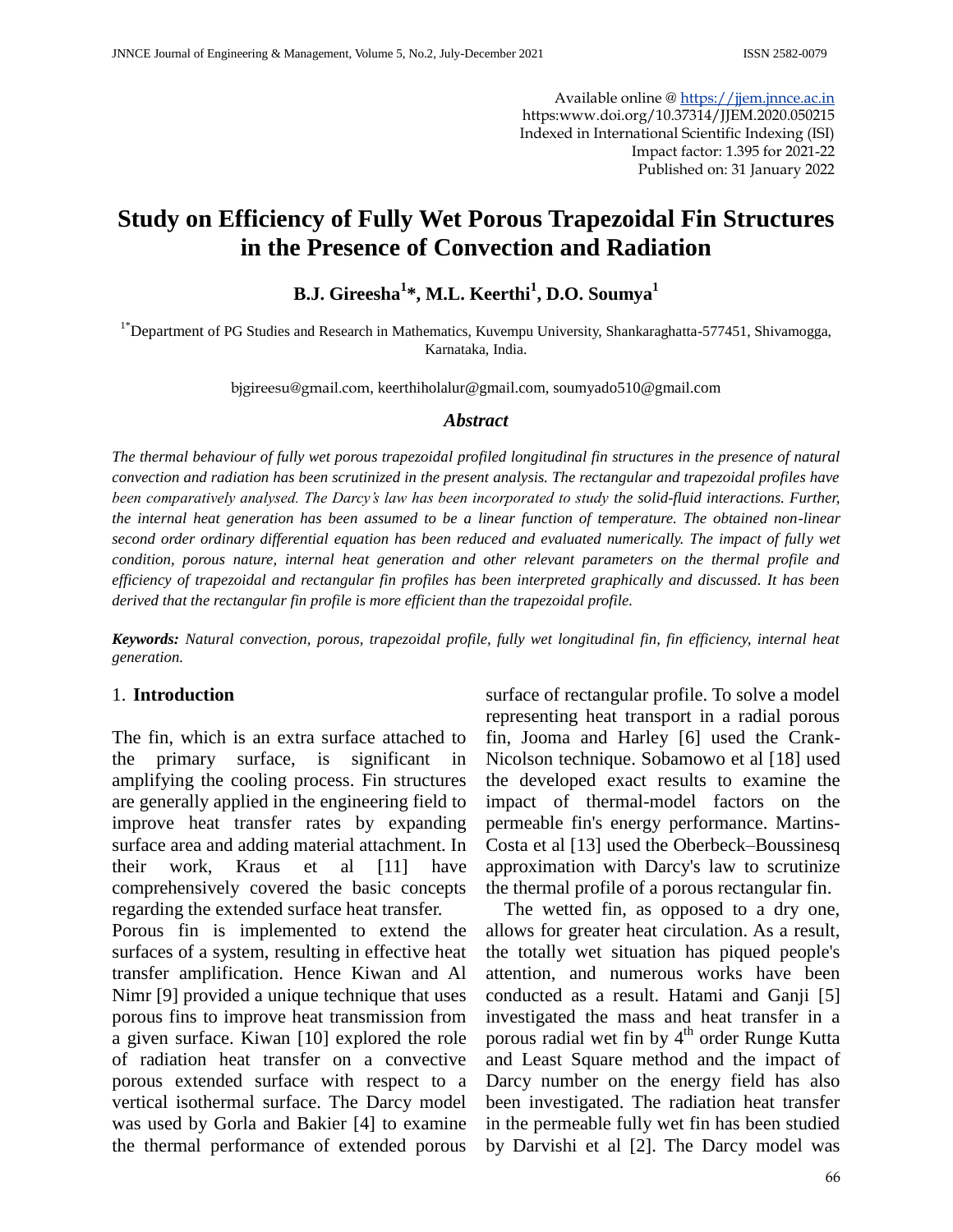Available online @ https://jjem.jnnce.ac.in
https:www.doi.org/10.37314/JJEM.2020.050215
Indexed in International Scientific Indexing (ISI)
Impact factor: 1.395 for 2021-22
Published on: 31 January 2022

# Study on Efficiency of Fully Wet Porous Trapezoidal Fin Structures in the Presence of Convection and Radiation

**B.J. Gireesha[1]*, M.L. Keerthi[1], D.O. Soumya[1]**

[1*]Department of PG Studies and Research in Mathematics, Kuvempu University, Shankaraghatta-577451, Shivamogga, Karnataka, India.

bjgireesu@gmail.com, keerthiholalur@gmail.com, soumyado510@gmail.com

## *Abstract*

*The thermal behaviour of fully wet porous trapezoidal profiled longitudinal fin structures in the presence of natural convection and radiation has been scrutinized in the present analysis. The rectangular and trapezoidal profiles have been comparatively analysed. The Darcy's law has been incorporated to study the solid-fluid interactions. Further, the internal heat generation has been assumed to be a linear function of temperature. The obtained non-linear second order ordinary differential equation has been reduced and evaluated numerically. The impact of fully wet condition, porous nature, internal heat generation and other relevant parameters on the thermal profile and efficiency of trapezoidal and rectangular fin profiles has been interpreted graphically and discussed. It has been derived that the rectangular fin profile is more efficient than the trapezoidal profile.*

***Keywords:*** *Natural convection, porous, trapezoidal profile, fully wet longitudinal fin, fin efficiency, internal heat generation.*

## 1. **Introduction**

The fin, which is an extra surface attached to the primary surface, is significant in amplifying the cooling process. Fin structures are generally applied in the engineering field to improve heat transfer rates by expanding surface area and adding material attachment. In their work, Kraus et al [11] have comprehensively covered the basic concepts regarding the extended surface heat transfer.

Porous fin is implemented to extend the surfaces of a system, resulting in effective heat transfer amplification. Hence Kiwan and Al Nimr [9] provided a unique technique that uses porous fins to improve heat transmission from a given surface. Kiwan [10] explored the role of radiation heat transfer on a convective porous extended surface with respect to a vertical isothermal surface. The Darcy model was used by Gorla and Bakier [4] to examine the thermal performance of extended porous surface of rectangular profile. To solve a model representing heat transport in a radial porous fin, Jooma and Harley [6] used the Crank-Nicolson technique. Sobamowo et al [18] used the developed exact results to examine the impact of thermal-model factors on the permeable fin's energy performance. Martins-Costa et al [13] used the Oberbeck–Boussinesq approximation with Darcy's law to scrutinize the thermal profile of a porous rectangular fin.

The wetted fin, as opposed to a dry one, allows for greater heat circulation. As a result, the totally wet situation has piqued people's attention, and numerous works have been conducted as a result. Hatami and Ganji [5] investigated the mass and heat transfer in a porous radial wet fin by 4$^{th}$ order Runge Kutta and Least Square method and the impact of Darcy number on the energy field has also been investigated. The radiation heat transfer in the permeable fully wet fin has been studied by Darvishi et al [2]. The Darcy model was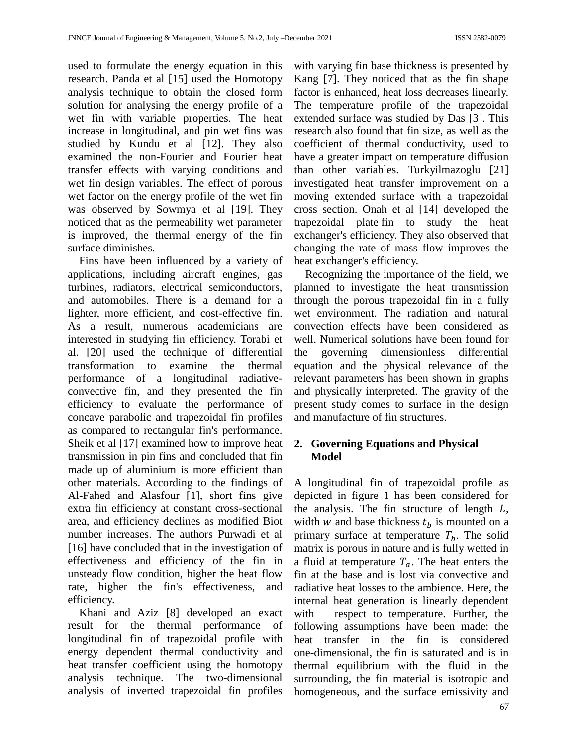used to formulate the energy equation in this research. Panda et al [15] used the Homotopy analysis technique to obtain the closed form solution for analysing the energy profile of a wet fin with variable properties. The heat increase in longitudinal, and pin wet fins was studied by Kundu et al [12]. They also examined the non-Fourier and Fourier heat transfer effects with varying conditions and wet fin design variables. The effect of porous wet factor on the energy profile of the wet fin was observed by Sowmya et al [19]. They noticed that as the permeability wet parameter is improved, the thermal energy of the fin surface diminishes.

Fins have been influenced by a variety of applications, including aircraft engines, gas turbines, radiators, electrical semiconductors, and automobiles. There is a demand for a lighter, more efficient, and cost-effective fin. As a result, numerous academicians are interested in studying fin efficiency. Torabi et al. [20] used the technique of differential transformation to examine the thermal performance of a longitudinal radiative-convective fin, and they presented the fin efficiency to evaluate the performance of concave parabolic and trapezoidal fin profiles as compared to rectangular fin's performance. Sheik et al [17] examined how to improve heat transmission in pin fins and concluded that fin made up of aluminium is more efficient than other materials. According to the findings of Al-Fahed and Alasfour [1], short fins give extra fin efficiency at constant cross-sectional area, and efficiency declines as modified Biot number increases. The authors Purwadi et al [16] have concluded that in the investigation of effectiveness and efficiency of the fin in unsteady flow condition, higher the heat flow rate, higher the fin's effectiveness, and efficiency.

Khani and Aziz [8] developed an exact result for the thermal performance of longitudinal fin of trapezoidal profile with energy dependent thermal conductivity and heat transfer coefficient using the homotopy analysis technique. The two-dimensional analysis of inverted trapezoidal fin profiles with varying fin base thickness is presented by Kang [7]. They noticed that as the fin shape factor is enhanced, heat loss decreases linearly. The temperature profile of the trapezoidal extended surface was studied by Das [3]. This research also found that fin size, as well as the coefficient of thermal conductivity, used to have a greater impact on temperature diffusion than other variables. Turkyilmazoglu [21] investigated heat transfer improvement on a moving extended surface with a trapezoidal cross section. Onah et al [14] developed the trapezoidal plate fin to study the heat exchanger's efficiency. They also observed that changing the rate of mass flow improves the heat exchanger's efficiency.

Recognizing the importance of the field, we planned to investigate the heat transmission through the porous trapezoidal fin in a fully wet environment. The radiation and natural convection effects have been considered as well. Numerical solutions have been found for the governing dimensionless differential equation and the physical relevance of the relevant parameters has been shown in graphs and physically interpreted. The gravity of the present study comes to surface in the design and manufacture of fin structures.

## 2. Governing Equations and Physical Model

A longitudinal fin of trapezoidal profile as depicted in figure 1 has been considered for the analysis. The fin structure of length $L$, width $w$ and base thickness $t_b$ is mounted on a primary surface at temperature $T_b$. The solid matrix is porous in nature and is fully wetted in a fluid at temperature $T_a$. The heat enters the fin at the base and is lost via convective and radiative heat losses to the ambience. Here, the internal heat generation is linearly dependent with respect to temperature. Further, the following assumptions have been made: the heat transfer in the fin is considered one-dimensional, the fin is saturated and is in thermal equilibrium with the fluid in the surrounding, the fin material is isotropic and homogeneous, and the surface emissivity and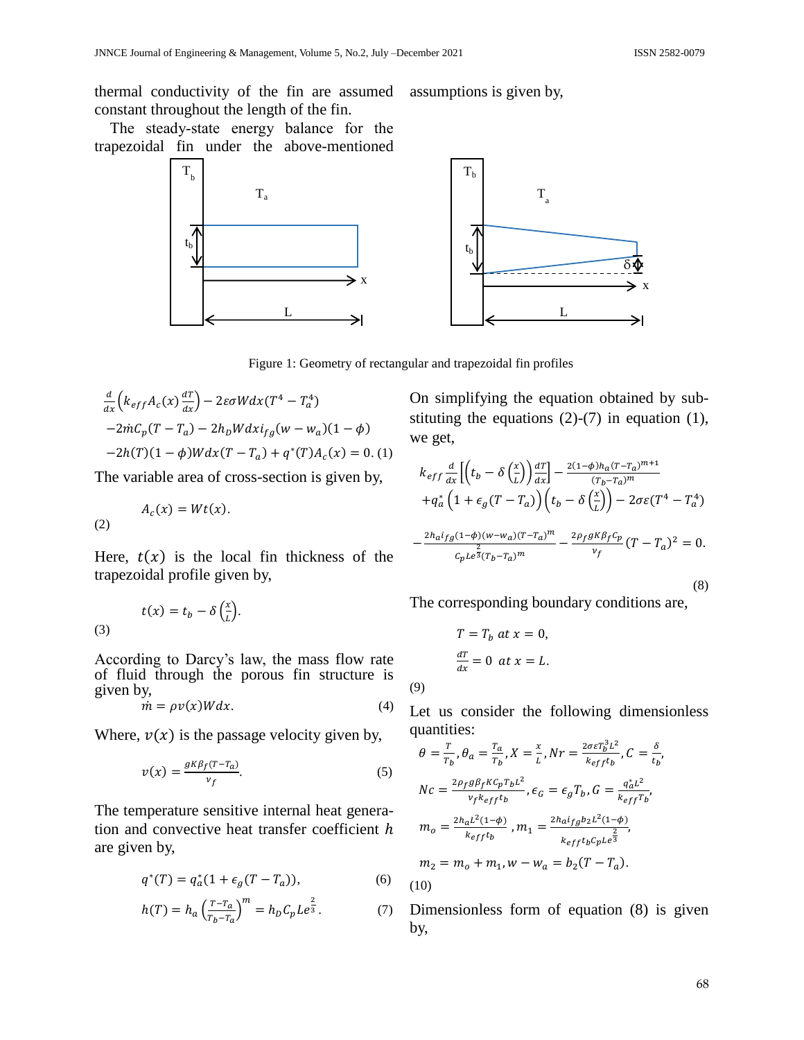thermal conductivity of the fin are assumed constant throughout the length of the fin.

The steady-state energy balance for the trapezoidal fin under the above-mentioned assumptions is given by,

Figure 1: Geometry of rectangular and trapezoidal fin profiles

$$\frac{d}{dx}\left(k_{eff}A_c(x)\frac{dT}{dx}\right) - 2\varepsilon\sigma W dx(T^4 - T_a^4)$$
$$-2\dot{m}C_p(T - T_a) - 2h_D W dx\, i_{fg}(w - w_a)(1 - \phi)$$
$$-2h(T)(1 - \phi)W dx(T - T_a) + q^*(T)A_c(x) = 0. \quad (1)$$

The variable area of cross-section is given by,

$$A_c(x) = Wt(x). \quad (2)$$

Here, $t(x)$ is the local fin thickness of the trapezoidal profile given by,

$$t(x) = t_b - \delta\left(\frac{x}{L}\right). \quad (3)$$

According to Darcy's law, the mass flow rate of fluid through the porous fin structure is given by,

$$\dot{m} = \rho v(x) W dx. \quad (4)$$

Where, $v(x)$ is the passage velocity given by,

$$v(x) = \frac{gK\beta_f(T - T_a)}{\nu_f}. \quad (5)$$

The temperature sensitive internal heat generation and convective heat transfer coefficient $h$ are given by,

$$q^*(T) = q_a^*(1 + \epsilon_g(T - T_a)), \quad (6)$$

$$h(T) = h_a\left(\frac{T - T_a}{T_b - T_a}\right)^m = h_D C_p Le^{\frac{2}{3}}. \quad (7)$$

On simplifying the equation obtained by substituting the equations (2)-(7) in equation (1), we get,

$$k_{eff}\frac{d}{dx}\left[\left(t_b - \delta\left(\frac{x}{L}\right)\right)\frac{dT}{dx}\right] - \frac{2(1-\phi)h_a(T - T_a)^{m+1}}{(T_b - T_a)^m}$$
$$+q_a^*\left(1 + \epsilon_g(T - T_a)\right)\left(t_b - \delta\left(\frac{x}{L}\right)\right) - 2\sigma\varepsilon(T^4 - T_a^4)$$
$$-\frac{2h_a i_{fg}(1-\phi)(w - w_a)(T - T_a)^m}{C_p Le^{\frac{2}{3}}(T_b - T_a)^m} - \frac{2\rho_f g K\beta_f C_p}{\nu_f}(T - T_a)^2 = 0. \quad (8)$$

The corresponding boundary conditions are,

$$T = T_b \text{ at } x = 0,$$
$$\frac{dT}{dx} = 0 \text{ at } x = L. \quad (9)$$

Let us consider the following dimensionless quantities:

$$\theta = \frac{T}{T_b}, \theta_a = \frac{T_a}{T_b}, X = \frac{x}{L}, Nr = \frac{2\sigma\varepsilon T_b^3 L^2}{k_{eff}t_b}, C = \frac{\delta}{t_b},$$
$$Nc = \frac{2\rho_f g\beta_f K C_p T_b L^2}{\nu_f k_{eff} t_b}, \epsilon_G = \epsilon_g T_b, G = \frac{q_a^* L^2}{k_{eff}T_b},$$
$$m_o = \frac{2h_a L^2(1-\phi)}{k_{eff}t_b}, m_1 = \frac{2h_a i_{fg} b_2 L^2(1-\phi)}{k_{eff}t_b C_p Le^{\frac{2}{3}}},$$
$$m_2 = m_o + m_1, w - w_a = b_2(T - T_a). \quad (10)$$

Dimensionless form of equation (8) is given by,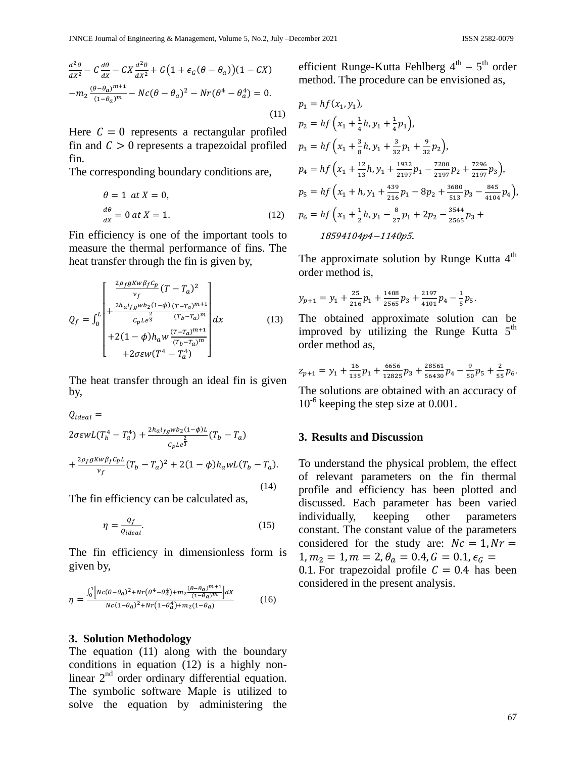$$\frac{d^2\theta}{dX^2} - C\frac{d\theta}{dX} - CX\frac{d^2\theta}{dX^2} + G\left(1 + \epsilon_G(\theta - \theta_a)\right)(1 - CX)$$
$$-m_2\frac{(\theta-\theta_a)^{m+1}}{(1-\theta_a)^m} - Nc(\theta - \theta_a)^2 - Nr(\theta^4 - \theta_a^4) = 0. \tag{11}$$

Here $C = 0$ represents a rectangular profiled fin and $C > 0$ represents a trapezoidal profiled fin.

The corresponding boundary conditions are,

$$\theta = 1 \;\; at\; X = 0,$$
$$\frac{d\theta}{dX} = 0 \; at \; X = 1. \tag{12}$$

Fin efficiency is one of the important tools to measure the thermal performance of fins. The heat transfer through the fin is given by,

$$Q_f = \int_0^L \begin{bmatrix} \frac{2\rho_f g K w \beta_f C_p}{\nu_f}(T - T_a)^2 \\ + \frac{2h_a i_{fg} w b_2 (1-\phi)}{C_p Le^{\frac{2}{3}}} \frac{(T-T_a)^{m+1}}{(T_b - T_a)^m} \\ +2(1-\phi)h_a w \frac{(T-T_a)^{m+1}}{(T_b-T_a)^m} \\ +2\sigma\varepsilon w(T^4 - T_a^4) \end{bmatrix} dx \tag{13}$$

The heat transfer through an ideal fin is given by,

$$Q_{ideal} =$$
$$2\sigma\varepsilon wL(T_b^4 - T_a^4) + \frac{2h_a i_{fg} w b_2 (1-\phi) L}{C_p Le^{\frac{2}{3}}}(T_b - T_a)$$
$$+ \frac{2\rho_f g K w \beta_f C_p L}{\nu_f}(T_b - T_a)^2 + 2(1-\phi)h_a wL(T_b - T_a). \tag{14}$$

The fin efficiency can be calculated as,

$$\eta = \frac{Q_f}{Q_{ideal}}. \tag{15}$$

The fin efficiency in dimensionless form is given by,

$$\eta = \frac{\int_0^1 \left[Nc(\theta-\theta_a)^2 + Nr\left(\theta^4 - \theta_a^4\right) + m_2\frac{(\theta-\theta_a)^{m+1}}{(1-\theta_a)^m}\right]dX}{Nc(1-\theta_a)^2 + Nr\left(1-\theta_a^4\right) + m_2(1-\theta_a)} \tag{16}$$

## 3. Solution Methodology

The equation (11) along with the boundary conditions in equation (12) is a highly non-linear 2nd order ordinary differential equation. The symbolic software Maple is utilized to solve the equation by administering the efficient Runge-Kutta Fehlberg 4th – 5th order method. The procedure can be envisioned as,

$$p_1 = hf(x_1, y_1),$$
$$p_2 = hf\left(x_1 + \frac{1}{4}h, y_1 + \frac{1}{4}p_1\right),$$
$$p_3 = hf\left(x_1 + \frac{3}{8}h, y_1 + \frac{3}{32}p_1 + \frac{9}{32}p_2\right),$$
$$p_4 = hf\left(x_1 + \frac{12}{13}h, y_1 + \frac{1932}{2197}p_1 - \frac{7200}{2197}p_2 + \frac{7296}{2197}p_3\right),$$
$$p_5 = hf\left(x_1 + h, y_1 + \frac{439}{216}p_1 - 8p_2 + \frac{3680}{513}p_3 - \frac{845}{4104}p_4\right),$$
$$p_6 = hf\left(x_1 + \frac{1}{2}h, y_1 - \frac{8}{27}p_1 + 2p_2 - \frac{3544}{2565}p_3 + \right.$$

*18594104p4−1140p5.*

The approximate solution by Runge Kutta 4th order method is,

$$y_{p+1} = y_1 + \frac{25}{216}p_1 + \frac{1408}{2565}p_3 + \frac{2197}{4101}p_4 - \frac{1}{5}p_5.$$

The obtained approximate solution can be improved by utilizing the Runge Kutta 5th order method as,

$$z_{p+1} = y_1 + \frac{16}{135}p_1 + \frac{6656}{12825}p_3 + \frac{28561}{56430}p_4 - \frac{9}{50}p_5 + \frac{2}{55}p_6.$$

The solutions are obtained with an accuracy of $10^{-6}$ keeping the step size at 0.001.

## 3. Results and Discussion

To understand the physical problem, the effect of relevant parameters on the fin thermal profile and efficiency has been plotted and discussed. Each parameter has been varied individually, keeping other parameters constant. The constant value of the parameters considered for the study are: $Nc = 1, Nr = 1, m_2 = 1, m = 2, \theta_a = 0.4, G = 0.1, \epsilon_G = 0.1$. For trapezoidal profile $C = 0.4$ has been considered in the present analysis.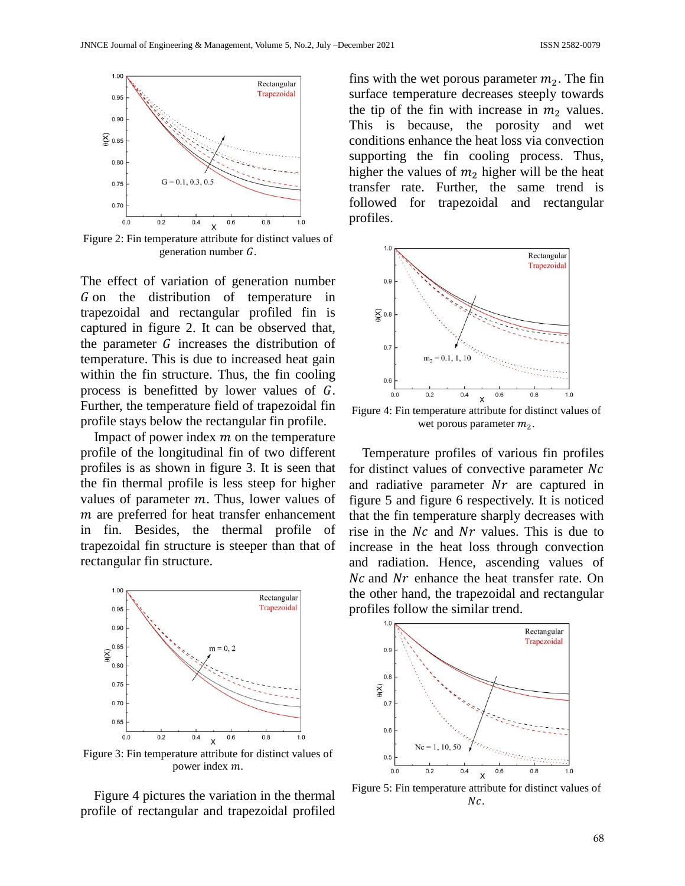Figure 2: Fin temperature attribute for distinct values of generation number $G$.

The effect of variation of generation number $G$ on the distribution of temperature in trapezoidal and rectangular profiled fin is captured in figure 2. It can be observed that, the parameter $G$ increases the distribution of temperature. This is due to increased heat gain within the fin structure. Thus, the fin cooling process is benefitted by lower values of $G$. Further, the temperature field of trapezoidal fin profile stays below the rectangular fin profile.

Impact of power index $m$ on the temperature profile of the longitudinal fin of two different profiles is as shown in figure 3. It is seen that the fin thermal profile is less steep for higher values of parameter $m$. Thus, lower values of $m$ are preferred for heat transfer enhancement in fin. Besides, the thermal profile of trapezoidal fin structure is steeper than that of rectangular fin structure.

Figure 3: Fin temperature attribute for distinct values of power index $m$.

Figure 4 pictures the variation in the thermal profile of rectangular and trapezoidal profiled fins with the wet porous parameter $m_2$. The fin surface temperature decreases steeply towards the tip of the fin with increase in $m_2$ values. This is because, the porosity and wet conditions enhance the heat loss via convection supporting the fin cooling process. Thus, higher the values of $m_2$ higher will be the heat transfer rate. Further, the same trend is followed for trapezoidal and rectangular profiles.

Figure 4: Fin temperature attribute for distinct values of wet porous parameter $m_2$.

Temperature profiles of various fin profiles for distinct values of convective parameter $Nc$ and radiative parameter $Nr$ are captured in figure 5 and figure 6 respectively. It is noticed that the fin temperature sharply decreases with rise in the $Nc$ and $Nr$ values. This is due to increase in the heat loss through convection and radiation. Hence, ascending values of $Nc$ and $Nr$ enhance the heat transfer rate. On the other hand, the trapezoidal and rectangular profiles follow the similar trend.

Figure 5: Fin temperature attribute for distinct values of $Nc$.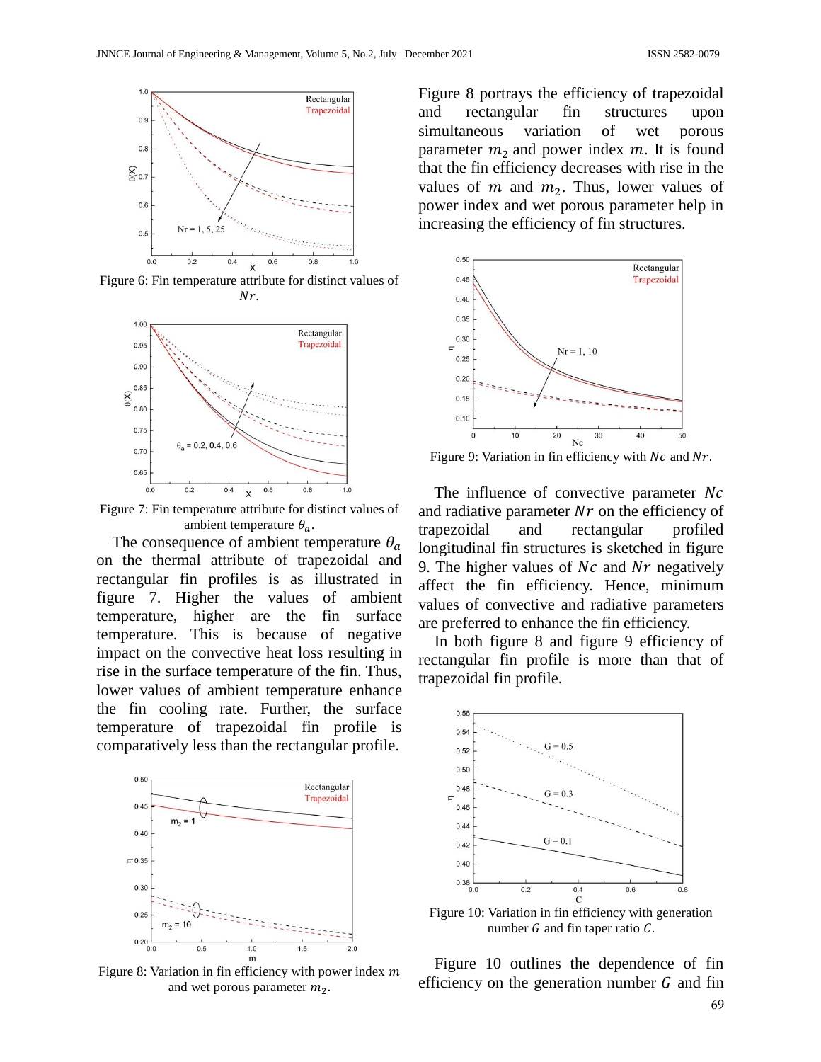Figure 6: Fin temperature attribute for distinct values of $Nr$.

Figure 7: Fin temperature attribute for distinct values of ambient temperature $\theta_a$.

The consequence of ambient temperature $\theta_a$ on the thermal attribute of trapezoidal and rectangular fin profiles is as illustrated in figure 7. Higher the values of ambient temperature, higher are the fin surface temperature. This is because of negative impact on the convective heat loss resulting in rise in the surface temperature of the fin. Thus, lower values of ambient temperature enhance the fin cooling rate. Further, the surface temperature of trapezoidal fin profile is comparatively less than the rectangular profile.

Figure 8: Variation in fin efficiency with power index $m$ and wet porous parameter $m_2$.

Figure 8 portrays the efficiency of trapezoidal and rectangular fin structures upon simultaneous variation of wet porous parameter $m_2$ and power index $m$. It is found that the fin efficiency decreases with rise in the values of $m$ and $m_2$. Thus, lower values of power index and wet porous parameter help in increasing the efficiency of fin structures.

Figure 9: Variation in fin efficiency with $Nc$ and $Nr$.

The influence of convective parameter $Nc$ and radiative parameter $Nr$ on the efficiency of trapezoidal and rectangular profiled longitudinal fin structures is sketched in figure 9. The higher values of $Nc$ and $Nr$ negatively affect the fin efficiency. Hence, minimum values of convective and radiative parameters are preferred to enhance the fin efficiency.

In both figure 8 and figure 9 efficiency of rectangular fin profile is more than that of trapezoidal fin profile.

Figure 10: Variation in fin efficiency with generation number $G$ and fin taper ratio $C$.

Figure 10 outlines the dependence of fin efficiency on the generation number $G$ and fin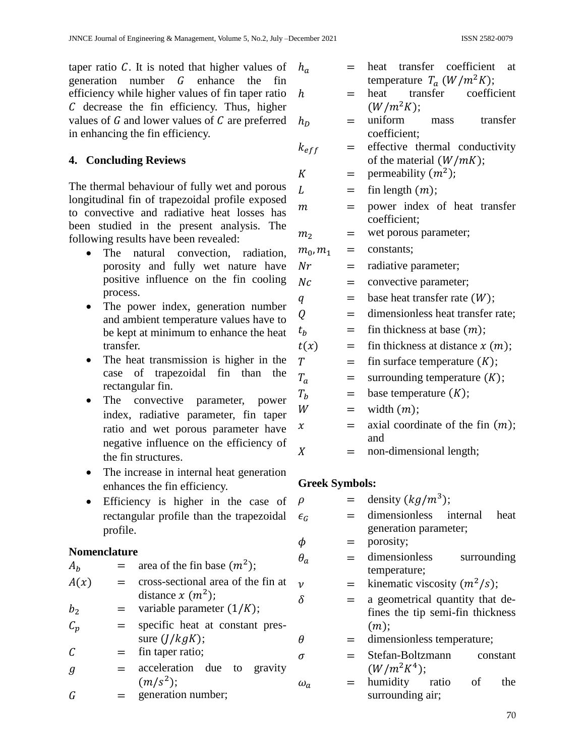taper ratio $C$. It is noted that higher values of generation number $G$ enhance the fin efficiency while higher values of fin taper ratio $C$ decrease the fin efficiency. Thus, higher values of $G$ and lower values of $C$ are preferred in enhancing the fin efficiency.

## 4. Concluding Reviews

The thermal behaviour of fully wet and porous longitudinal fin of trapezoidal profile exposed to convective and radiative heat losses has been studied in the present analysis. The following results have been revealed:

- The natural convection, radiation, porosity and fully wet nature have positive influence on the fin cooling process.
- The power index, generation number and ambient temperature values have to be kept at minimum to enhance the heat transfer.
- The heat transmission is higher in the case of trapezoidal fin than the rectangular fin.
- The convective parameter, power index, radiative parameter, fin taper ratio and wet porous parameter have negative influence on the efficiency of the fin structures.
- The increase in internal heat generation enhances the fin efficiency.
- Efficiency is higher in the case of rectangular profile than the trapezoidal profile.

**Nomenclature**

| | | |
|---|---|---|
| $A_b$ | = | area of the fin base $(m^2)$; |
| $A(x)$ | = | cross-sectional area of the fin at distance $x$ $(m^2)$; |
| $b_2$ | = | variable parameter $(1/K)$; |
| $C_p$ | = | specific heat at constant pressure $(J/kgK)$; |
| $C$ | = | fin taper ratio; |
| $g$ | = | acceleration due to gravity $(m/s^2)$; |
| $G$ | = | generation number; |
| $h_a$ | = | heat transfer coefficient at temperature $T_a$ $(W/m^2K)$; |
| $h$ | = | heat transfer coefficient $(W/m^2K)$; |
| $h_D$ | = | uniform mass transfer coefficient; |
| $k_{eff}$ | = | effective thermal conductivity of the material $(W/mK)$; |
| $K$ | = | permeability $(m^2)$; |
| $L$ | = | fin length $(m)$; |
| $m$ | = | power index of heat transfer coefficient; |
| $m_2$ | = | wet porous parameter; |
| $m_0, m_1$ | = | constants; |
| $Nr$ | = | radiative parameter; |
| $Nc$ | = | convective parameter; |
| $q$ | = | base heat transfer rate $(W)$; |
| $Q$ | = | dimensionless heat transfer rate; |
| $t_b$ | = | fin thickness at base $(m)$; |
| $t(x)$ | = | fin thickness at distance $x$ $(m)$; |
| $T$ | = | fin surface temperature $(K)$; |
| $T_a$ | = | surrounding temperature $(K)$; |
| $T_b$ | = | base temperature $(K)$; |
| $W$ | = | width $(m)$; |
| $x$ | = | axial coordinate of the fin $(m)$; and |
| $X$ | = | non-dimensional length; |

**Greek Symbols:**

| | | |
|---|---|---|
| $\rho$ | = | density $(kg/m^3)$; |
| $\epsilon_G$ | = | dimensionless internal heat generation parameter; |
| $\phi$ | = | porosity; |
| $\theta_a$ | = | dimensionless surrounding temperature; |
| $\nu$ | = | kinematic viscosity $(m^2/s)$; |
| $\delta$ | = | a geometrical quantity that defines the tip semi-fin thickness $(m)$; |
| $\theta$ | = | dimensionless temperature; |
| $\sigma$ | = | Stefan-Boltzmann constant $(W/m^2K^4)$; |
| $\omega_a$ | = | humidity ratio of the surrounding air; |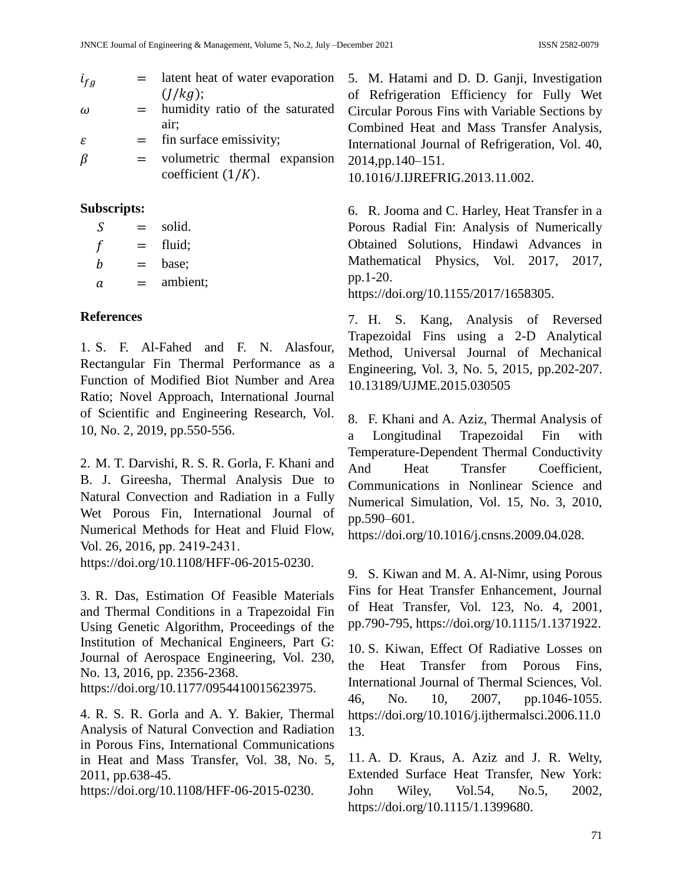$i_{fg}$ = latent heat of water evaporation $(J/kg)$;

$\omega$ = humidity ratio of the saturated air;

$\varepsilon$ = fin surface emissivity;

$\beta$ = volumetric thermal expansion coefficient $(1/K)$.

**Subscripts:**

$S$ = solid.

$f$ = fluid;

$b$ = base;

$a$ = ambient;

**References**

1. S. F. Al-Fahed and F. N. Alasfour, Rectangular Fin Thermal Performance as a Function of Modified Biot Number and Area Ratio; Novel Approach, International Journal of Scientific and Engineering Research, Vol. 10, No. 2, 2019, pp.550-556.

2. M. T. Darvishi, R. S. R. Gorla, F. Khani and B. J. Gireesha, Thermal Analysis Due to Natural Convection and Radiation in a Fully Wet Porous Fin, International Journal of Numerical Methods for Heat and Fluid Flow, Vol. 26, 2016, pp. 2419-2431. https://doi.org/10.1108/HFF-06-2015-0230.

3. R. Das, Estimation Of Feasible Materials and Thermal Conditions in a Trapezoidal Fin Using Genetic Algorithm, Proceedings of the Institution of Mechanical Engineers, Part G: Journal of Aerospace Engineering, Vol. 230, No. 13, 2016, pp. 2356-2368. https://doi.org/10.1177/0954410015623975.

4. R. S. R. Gorla and A. Y. Bakier, Thermal Analysis of Natural Convection and Radiation in Porous Fins, International Communications in Heat and Mass Transfer, Vol. 38, No. 5, 2011, pp.638-45. https://doi.org/10.1108/HFF-06-2015-0230.

5. M. Hatami and D. D. Ganji, Investigation of Refrigeration Efficiency for Fully Wet Circular Porous Fins with Variable Sections by Combined Heat and Mass Transfer Analysis, International Journal of Refrigeration, Vol. 40, 2014,pp.140–151. 10.1016/J.IJREFRIG.2013.11.002.

6. R. Jooma and C. Harley, Heat Transfer in a Porous Radial Fin: Analysis of Numerically Obtained Solutions, Hindawi Advances in Mathematical Physics, Vol. 2017, 2017, pp.1-20. https://doi.org/10.1155/2017/1658305.

7. H. S. Kang, Analysis of Reversed Trapezoidal Fins using a 2-D Analytical Method, Universal Journal of Mechanical Engineering, Vol. 3, No. 5, 2015, pp.202-207. 10.13189/UJME.2015.030505

8. F. Khani and A. Aziz, Thermal Analysis of a Longitudinal Trapezoidal Fin with Temperature-Dependent Thermal Conductivity And Heat Transfer Coefficient, Communications in Nonlinear Science and Numerical Simulation, Vol. 15, No. 3, 2010, pp.590–601. https://doi.org/10.1016/j.cnsns.2009.04.028.

9. S. Kiwan and M. A. Al-Nimr, using Porous Fins for Heat Transfer Enhancement, Journal of Heat Transfer, Vol. 123, No. 4, 2001, pp.790-795, https://doi.org/10.1115/1.1371922.

10. S. Kiwan, Effect Of Radiative Losses on the Heat Transfer from Porous Fins, International Journal of Thermal Sciences, Vol. 46, No. 10, 2007, pp.1046-1055. https://doi.org/10.1016/j.ijthermalsci.2006.11.013.

11. A. D. Kraus, A. Aziz and J. R. Welty, Extended Surface Heat Transfer, New York: John Wiley, Vol.54, No.5, 2002, https://doi.org/10.1115/1.1399680.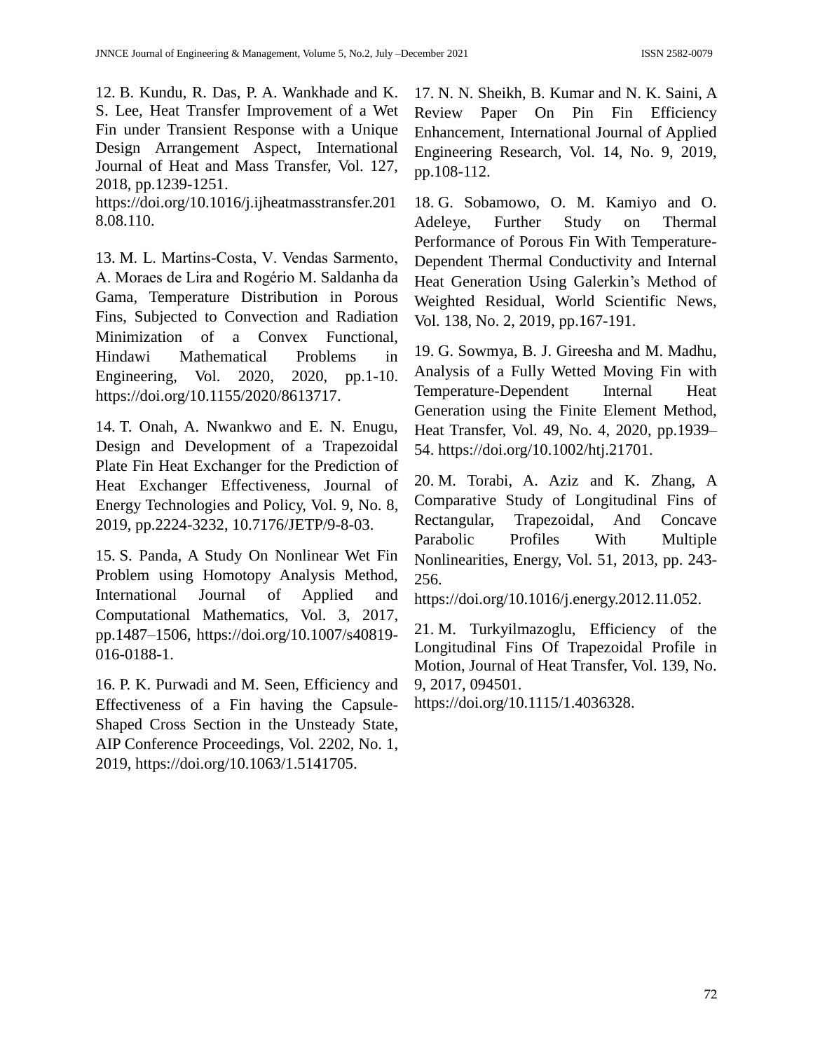12. B. Kundu, R. Das, P. A. Wankhade and K. S. Lee, Heat Transfer Improvement of a Wet Fin under Transient Response with a Unique Design Arrangement Aspect, International Journal of Heat and Mass Transfer, Vol. 127, 2018, pp.1239-1251. https://doi.org/10.1016/j.ijheatmasstransfer.2018.08.110.

13. M. L. Martins-Costa, V. Vendas Sarmento, A. Moraes de Lira and Rogério M. Saldanha da Gama, Temperature Distribution in Porous Fins, Subjected to Convection and Radiation Minimization of a Convex Functional, Hindawi Mathematical Problems in Engineering, Vol. 2020, 2020, pp.1-10. https://doi.org/10.1155/2020/8613717.

14. T. Onah, A. Nwankwo and E. N. Enugu, Design and Development of a Trapezoidal Plate Fin Heat Exchanger for the Prediction of Heat Exchanger Effectiveness, Journal of Energy Technologies and Policy, Vol. 9, No. 8, 2019, pp.2224-3232, 10.7176/JETP/9-8-03.

15. S. Panda, A Study On Nonlinear Wet Fin Problem using Homotopy Analysis Method, International Journal of Applied and Computational Mathematics, Vol. 3, 2017, pp.1487–1506, https://doi.org/10.1007/s40819-016-0188-1.

16. P. K. Purwadi and M. Seen, Efficiency and Effectiveness of a Fin having the Capsule-Shaped Cross Section in the Unsteady State, AIP Conference Proceedings, Vol. 2202, No. 1, 2019, https://doi.org/10.1063/1.5141705.

17. N. N. Sheikh, B. Kumar and N. K. Saini, A Review Paper On Pin Fin Efficiency Enhancement, International Journal of Applied Engineering Research, Vol. 14, No. 9, 2019, pp.108-112.

18. G. Sobamowo, O. M. Kamiyo and O. Adeleye, Further Study on Thermal Performance of Porous Fin With Temperature-Dependent Thermal Conductivity and Internal Heat Generation Using Galerkin's Method of Weighted Residual, World Scientific News, Vol. 138, No. 2, 2019, pp.167-191.

19. G. Sowmya, B. J. Gireesha and M. Madhu, Analysis of a Fully Wetted Moving Fin with Temperature-Dependent Internal Heat Generation using the Finite Element Method, Heat Transfer, Vol. 49, No. 4, 2020, pp.1939–54. https://doi.org/10.1002/htj.21701.

20. M. Torabi, A. Aziz and K. Zhang, A Comparative Study of Longitudinal Fins of Rectangular, Trapezoidal, And Concave Parabolic Profiles With Multiple Nonlinearities, Energy, Vol. 51, 2013, pp. 243-256. https://doi.org/10.1016/j.energy.2012.11.052.

21. M. Turkyilmazoglu, Efficiency of the Longitudinal Fins Of Trapezoidal Profile in Motion, Journal of Heat Transfer, Vol. 139, No. 9, 2017, 094501. https://doi.org/10.1115/1.4036328.